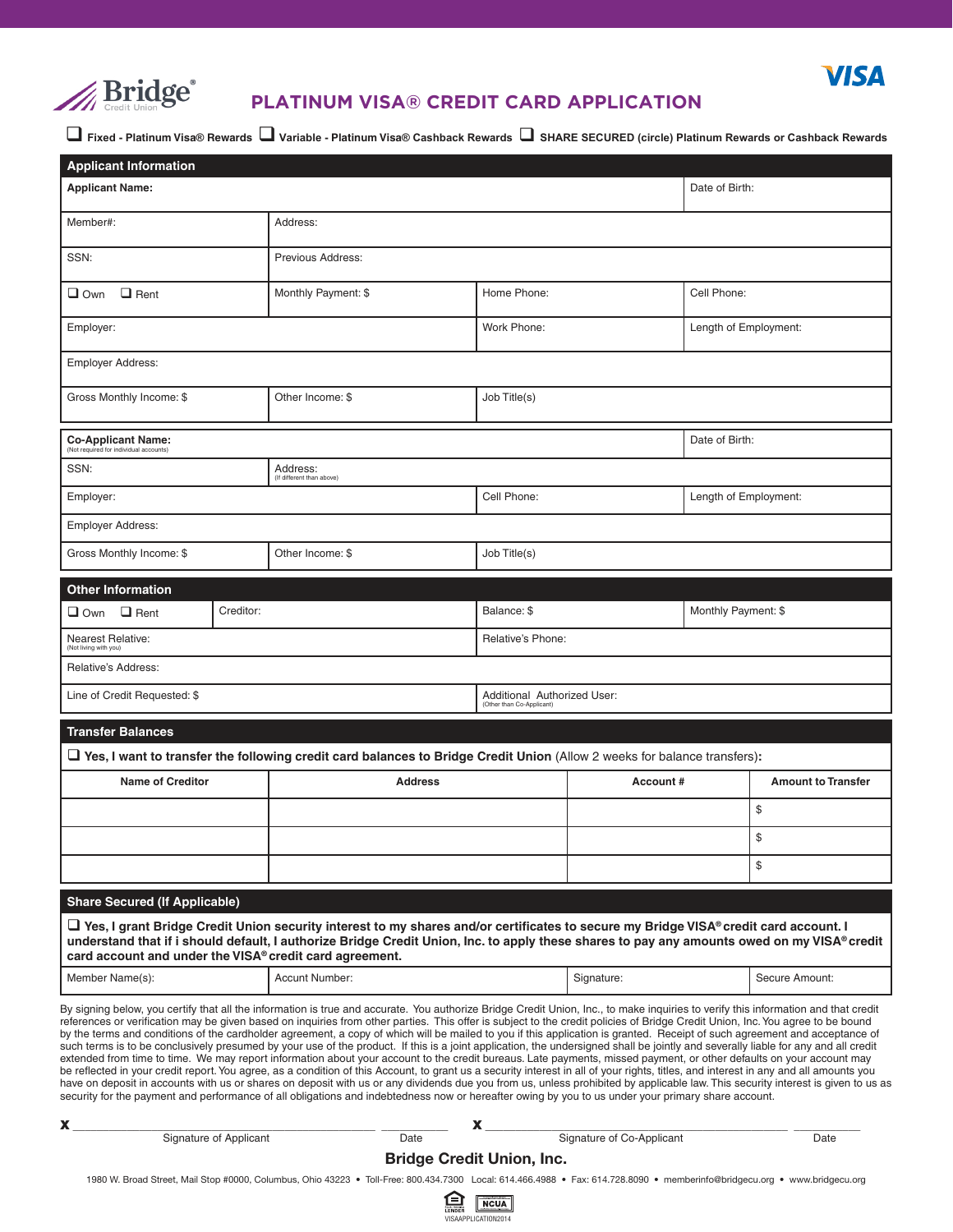Bridge® Credit Union

# PLATINUM VISA® CREDIT CARD APPLICATION

VISA

❑ **Fixed - Platinum Visa® Rewards** ❑ **Variable - Platinum Visa® Cashback Rewards** ❑ **SHARE SECURED (circle) Platinum Rewards or Cashback Rewards**

## Applicant Information

| **Applicant Name:** | | | Date of Birth: |
|---|---|---|---|
| Member#: | Address: | | |
| SSN: | Previous Address: | | |
| ❑ Own ❑ Rent | Monthly Payment: $ | Home Phone: | Cell Phone: |
| Employer: | | Work Phone: | Length of Employment: |
| Employer Address: | | | |
| Gross Monthly Income: $ | Other Income: $ | Job Title(s) | |

| **Co-Applicant Name:** (Not required for individual accounts) | | | Date of Birth: |
|---|---|---|---|
| SSN: | Address: (If different than above) | | |
| Employer: | | Cell Phone: | Length of Employment: |
| Employer Address: | | | |
| Gross Monthly Income: $ | Other Income: $ | Job Title(s) | |

## Other Information

| ❑ Own ❑ Rent | Creditor: | Balance: $ | Monthly Payment: $ |
|---|---|---|---|
| Nearest Relative: (Not living with you) | | Relative's Phone: | |
| Relative's Address: | | | |
| Line of Credit Requested: $ | | Additional Authorized User: (Other than Co-Applicant) | |

## Transfer Balances

❑ **Yes, I want to transfer the following credit card balances to Bridge Credit Union** (Allow 2 weeks for balance transfers)**:**

| Name of Creditor | Address | Account # | Amount to Transfer |
|---|---|---|---|
| | | | $ |
| | | | $ |
| | | | $ |

## Share Secured (If Applicable)

❑ **Yes, I grant Bridge Credit Union security interest to my shares and/or certificates to secure my Bridge VISA® credit card account. I understand that if i should default, I authorize Bridge Credit Union, Inc. to apply these shares to pay any amounts owed on my VISA® credit card account and under the VISA® credit card agreement.**

| Member Name(s): | Accunt Number: | Signature: | Secure Amount: |
|---|---|---|---|

By signing below, you certify that all the information is true and accurate. You authorize Bridge Credit Union, Inc., to make inquiries to verify this information and that credit references or verification may be given based on inquiries from other parties. This offer is subject to the credit policies of Bridge Credit Union, Inc. You agree to be bound by the terms and conditions of the cardholder agreement, a copy of which will be mailed to you if this application is granted. Receipt of such agreement and acceptance of such terms is to be conclusively presumed by your use of the product. If this is a joint application, the undersigned shall be jointly and severally liable for any and all credit extended from time to time. We may report information about your account to the credit bureaus. Late payments, missed payment, or other defaults on your account may be reflected in your credit report. You agree, as a condition of this Account, to grant us a security interest in all of your rights, titles, and interest in any and all amounts you have on deposit in accounts with us or shares on deposit with us or any dividends due you from us, unless prohibited by applicable law. This security interest is given to us as security for the payment and performance of all obligations and indebtedness now or hereafter owing by you to us under your primary share account.

**x** ______________________________ Signature of Applicant ________ Date

**x** ______________________________ Signature of Co-Applicant ________ Date

**Bridge Credit Union, Inc.**

1980 W. Broad Street, Mail Stop #0000, Columbus, Ohio 43223 • Toll-Free: 800.434.7300 Local: 614.466.4988 • Fax: 614.728.8090 • memberinfo@bridgecu.org • www.bridgecu.org

LENDER NCUA

VISAAPPLICATION2014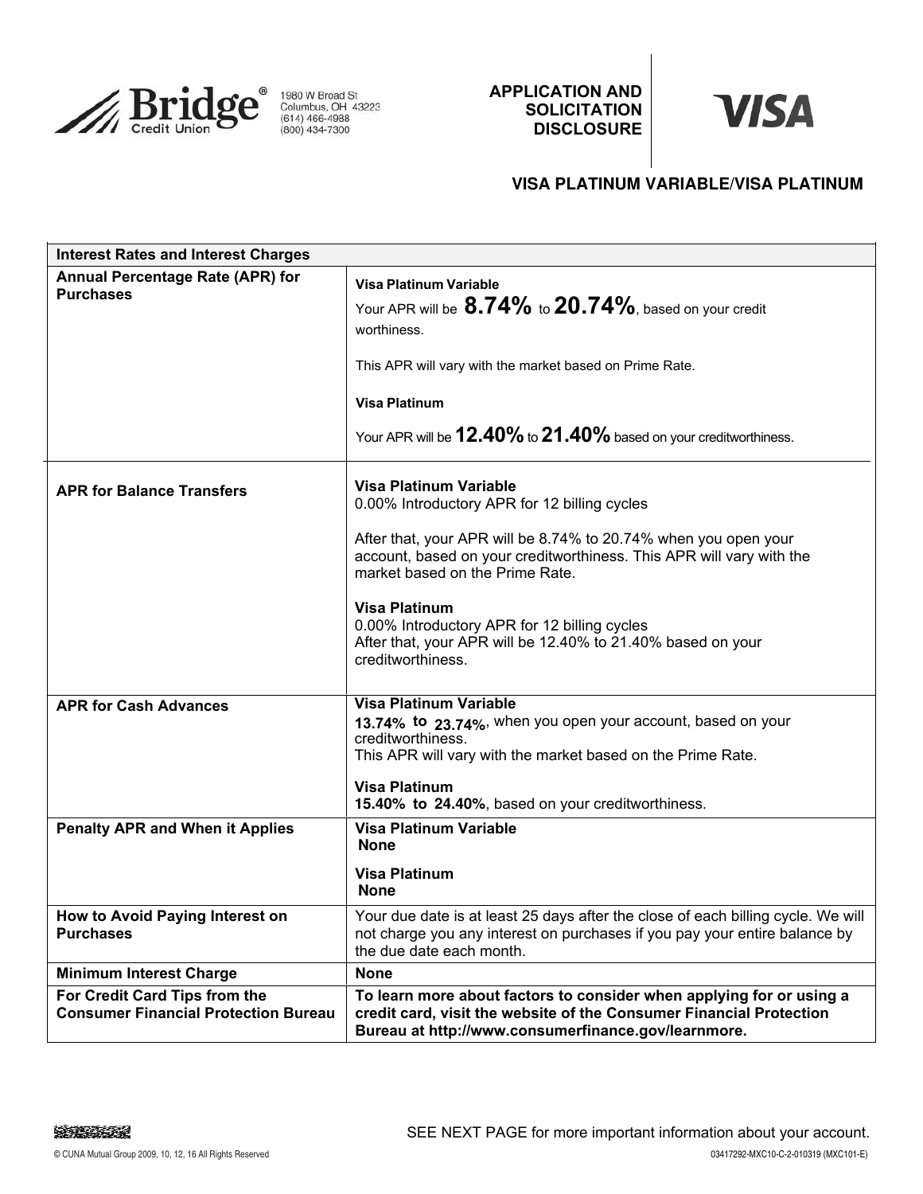Bridge® Credit Union
1980 W Broad St
Columbus, OH 43223
(614) 466-4988
(800) 434-7300

**APPLICATION AND SOLICITATION DISCLOSURE**

**VISA**

**VISA PLATINUM VARIABLE/VISA PLATINUM**

| **Interest Rates and Interest Charges** | |
|---|---|
| **Annual Percentage Rate (APR) for Purchases** | **Visa Platinum Variable**<br>Your APR will be **8.74%** to **20.74%**, based on your credit worthiness.<br><br>This APR will vary with the market based on Prime Rate.<br><br>**Visa Platinum**<br><br>Your APR will be **12.40%** to **21.40%** based on your creditworthiness. |
| **APR for Balance Transfers** | **Visa Platinum Variable**<br>0.00% Introductory APR for 12 billing cycles<br><br>After that, your APR will be 8.74% to 20.74% when you open your account, based on your creditworthiness. This APR will vary with the market based on the Prime Rate.<br><br>**Visa Platinum**<br>0.00% Introductory APR for 12 billing cycles<br>After that, your APR will be 12.40% to 21.40% based on your creditworthiness. |
| **APR for Cash Advances** | **Visa Platinum Variable**<br>**13.74% to 23.74%**, when you open your account, based on your creditworthiness.<br>This APR will vary with the market based on the Prime Rate.<br><br>**Visa Platinum**<br>**15.40% to 24.40%**, based on your creditworthiness. |
| **Penalty APR and When it Applies** | **Visa Platinum Variable**<br>**None**<br><br>**Visa Platinum**<br>**None** |
| **How to Avoid Paying Interest on Purchases** | Your due date is at least 25 days after the close of each billing cycle. We will not charge you any interest on purchases if you pay your entire balance by the due date each month. |
| **Minimum Interest Charge** | **None** |
| **For Credit Card Tips from the Consumer Financial Protection Bureau** | **To learn more about factors to consider when applying for or using a credit card, visit the website of the Consumer Financial Protection Bureau at http://www.consumerfinance.gov/learnmore.** |

SEE NEXT PAGE for more important information about your account.

© CUNA Mutual Group 2009, 10, 12, 16 All Rights Reserved

03417292-MXC10-C-2-010319 (MXC101-E)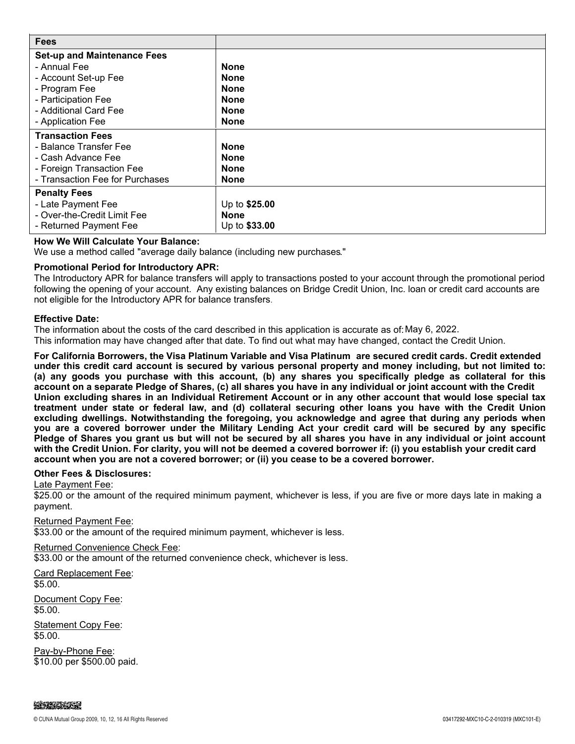| Fees | |
|---|---|
| **Set-up and Maintenance Fees** | |
| - Annual Fee | **None** |
| - Account Set-up Fee | **None** |
| - Program Fee | **None** |
| - Participation Fee | **None** |
| - Additional Card Fee | **None** |
| - Application Fee | **None** |
| **Transaction Fees** | |
| - Balance Transfer Fee | **None** |
| - Cash Advance Fee | **None** |
| - Foreign Transaction Fee | **None** |
| - Transaction Fee for Purchases | **None** |
| **Penalty Fees** | |
| - Late Payment Fee | Up to **$25.00** |
| - Over-the-Credit Limit Fee | **None** |
| - Returned Payment Fee | Up to **$33.00** |

**How We Will Calculate Your Balance:**
We use a method called "average daily balance (including new purchases."

**Promotional Period for Introductory APR:**
The Introductory APR for balance transfers will apply to transactions posted to your account through the promotional period following the opening of your account. Any existing balances on Bridge Credit Union, Inc. loan or credit card accounts are not eligible for the Introductory APR for balance transfers.

**Effective Date:**
The information about the costs of the card described in this application is accurate as of: May 6, 2022.
This information may have changed after that date. To find out what may have changed, contact the Credit Union.

**For California Borrowers, the Visa Platinum Variable and Visa Platinum are secured credit cards. Credit extended under this credit card account is secured by various personal property and money including, but not limited to: (a) any goods you purchase with this account, (b) any shares you specifically pledge as collateral for this account on a separate Pledge of Shares, (c) all shares you have in any individual or joint account with the Credit Union excluding shares in an Individual Retirement Account or in any other account that would lose special tax treatment under state or federal law, and (d) collateral securing other loans you have with the Credit Union excluding dwellings. Notwithstanding the foregoing, you acknowledge and agree that during any periods when you are a covered borrower under the Military Lending Act your credit card will be secured by any specific Pledge of Shares you grant us but will not be secured by all shares you have in any individual or joint account with the Credit Union. For clarity, you will not be deemed a covered borrower if: (i) you establish your credit card account when you are not a covered borrower; or (ii) you cease to be a covered borrower.**

**Other Fees & Disclosures:**

Late Payment Fee:
$25.00 or the amount of the required minimum payment, whichever is less, if you are five or more days late in making a payment.

Returned Payment Fee:
$33.00 or the amount of the required minimum payment, whichever is less.

Returned Convenience Check Fee:
$33.00 or the amount of the returned convenience check, whichever is less.

Card Replacement Fee:
$5.00.

Document Copy Fee:
$5.00.

Statement Copy Fee:
$5.00.

Pay-by-Phone Fee:
$10.00 per $500.00 paid.

© CUNA Mutual Group 2009, 10, 12, 16 All Rights Reserved

03417292-MXC10-C-2-010319 (MXC101-E)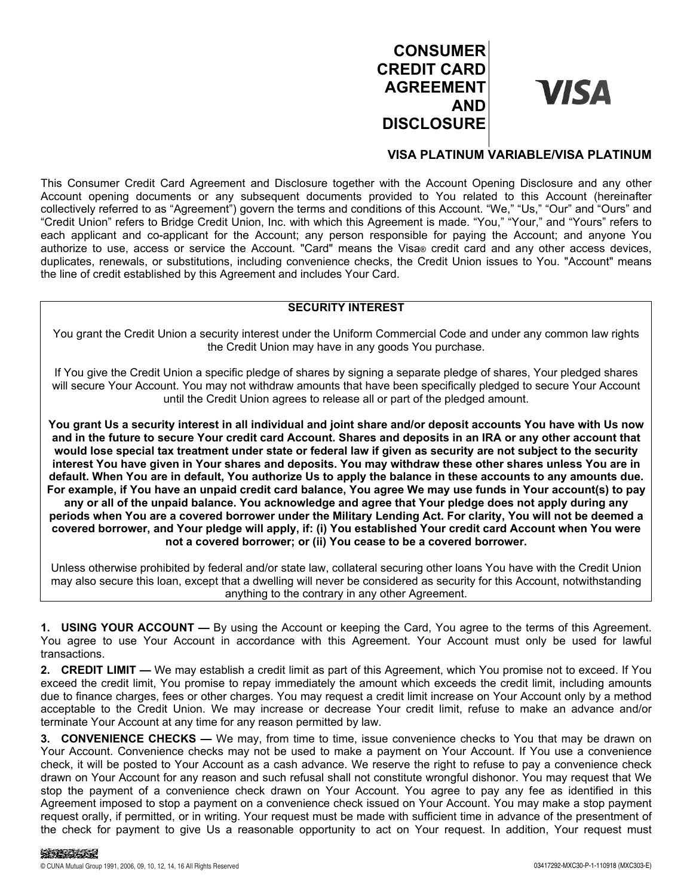# CONSUMER CREDIT CARD AGREEMENT AND DISCLOSURE

VISA

## VISA PLATINUM VARIABLE/VISA PLATINUM

This Consumer Credit Card Agreement and Disclosure together with the Account Opening Disclosure and any other Account opening documents or any subsequent documents provided to You related to this Account (hereinafter collectively referred to as "Agreement") govern the terms and conditions of this Account. "We," "Us," "Our" and "Ours" and "Credit Union" refers to Bridge Credit Union, Inc. with which this Agreement is made. "You," "Your," and "Yours" refers to each applicant and co-applicant for the Account; any person responsible for paying the Account; and anyone You authorize to use, access or service the Account. "Card" means the Visa® credit card and any other access devices, duplicates, renewals, or substitutions, including convenience checks, the Credit Union issues to You. "Account" means the line of credit established by this Agreement and includes Your Card.

**SECURITY INTEREST**

You grant the Credit Union a security interest under the Uniform Commercial Code and under any common law rights the Credit Union may have in any goods You purchase.

If You give the Credit Union a specific pledge of shares by signing a separate pledge of shares, Your pledged shares will secure Your Account. You may not withdraw amounts that have been specifically pledged to secure Your Account until the Credit Union agrees to release all or part of the pledged amount.

**You grant Us a security interest in all individual and joint share and/or deposit accounts You have with Us now and in the future to secure Your credit card Account. Shares and deposits in an IRA or any other account that would lose special tax treatment under state or federal law if given as security are not subject to the security interest You have given in Your shares and deposits. You may withdraw these other shares unless You are in default. When You are in default, You authorize Us to apply the balance in these accounts to any amounts due. For example, if You have an unpaid credit card balance, You agree We may use funds in Your account(s) to pay any or all of the unpaid balance. You acknowledge and agree that Your pledge does not apply during any periods when You are a covered borrower under the Military Lending Act. For clarity, You will not be deemed a covered borrower, and Your pledge will apply, if: (i) You established Your credit card Account when You were not a covered borrower; or (ii) You cease to be a covered borrower.**

Unless otherwise prohibited by federal and/or state law, collateral securing other loans You have with the Credit Union may also secure this loan, except that a dwelling will never be considered as security for this Account, notwithstanding anything to the contrary in any other Agreement.

**1. USING YOUR ACCOUNT —** By using the Account or keeping the Card, You agree to the terms of this Agreement. You agree to use Your Account in accordance with this Agreement. Your Account must only be used for lawful transactions.

**2. CREDIT LIMIT —** We may establish a credit limit as part of this Agreement, which You promise not to exceed. If You exceed the credit limit, You promise to repay immediately the amount which exceeds the credit limit, including amounts due to finance charges, fees or other charges. You may request a credit limit increase on Your Account only by a method acceptable to the Credit Union. We may increase or decrease Your credit limit, refuse to make an advance and/or terminate Your Account at any time for any reason permitted by law.

**3. CONVENIENCE CHECKS —** We may, from time to time, issue convenience checks to You that may be drawn on Your Account. Convenience checks may not be used to make a payment on Your Account. If You use a convenience check, it will be posted to Your Account as a cash advance. We reserve the right to refuse to pay a convenience check drawn on Your Account for any reason and such refusal shall not constitute wrongful dishonor. You may request that We stop the payment of a convenience check drawn on Your Account. You agree to pay any fee as identified in this Agreement imposed to stop a payment on a convenience check issued on Your Account. You may make a stop payment request orally, if permitted, or in writing. Your request must be made with sufficient time in advance of the presentment of the check for payment to give Us a reasonable opportunity to act on Your request. In addition, Your request must

© CUNA Mutual Group 1991, 2006, 09, 10, 12, 14, 16 All Rights Reserved

03417292-MXC30-P-1-110918 (MXC303-E)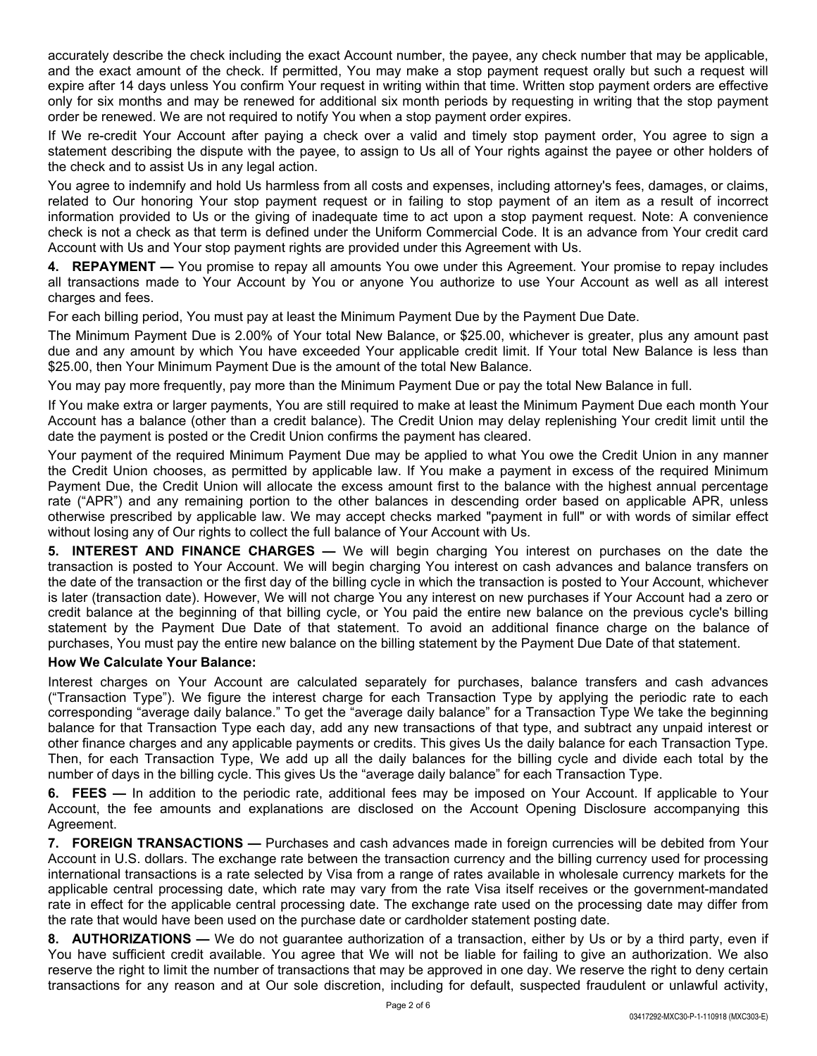accurately describe the check including the exact Account number, the payee, any check number that may be applicable, and the exact amount of the check. If permitted, You may make a stop payment request orally but such a request will expire after 14 days unless You confirm Your request in writing within that time. Written stop payment orders are effective only for six months and may be renewed for additional six month periods by requesting in writing that the stop payment order be renewed. We are not required to notify You when a stop payment order expires.

If We re-credit Your Account after paying a check over a valid and timely stop payment order, You agree to sign a statement describing the dispute with the payee, to assign to Us all of Your rights against the payee or other holders of the check and to assist Us in any legal action.

You agree to indemnify and hold Us harmless from all costs and expenses, including attorney's fees, damages, or claims, related to Our honoring Your stop payment request or in failing to stop payment of an item as a result of incorrect information provided to Us or the giving of inadequate time to act upon a stop payment request. Note: A convenience check is not a check as that term is defined under the Uniform Commercial Code. It is an advance from Your credit card Account with Us and Your stop payment rights are provided under this Agreement with Us.

**4. REPAYMENT —** You promise to repay all amounts You owe under this Agreement. Your promise to repay includes all transactions made to Your Account by You or anyone You authorize to use Your Account as well as all interest charges and fees.

For each billing period, You must pay at least the Minimum Payment Due by the Payment Due Date.

The Minimum Payment Due is 2.00% of Your total New Balance, or $25.00, whichever is greater, plus any amount past due and any amount by which You have exceeded Your applicable credit limit. If Your total New Balance is less than $25.00, then Your Minimum Payment Due is the amount of the total New Balance.

You may pay more frequently, pay more than the Minimum Payment Due or pay the total New Balance in full.

If You make extra or larger payments, You are still required to make at least the Minimum Payment Due each month Your Account has a balance (other than a credit balance). The Credit Union may delay replenishing Your credit limit until the date the payment is posted or the Credit Union confirms the payment has cleared.

Your payment of the required Minimum Payment Due may be applied to what You owe the Credit Union in any manner the Credit Union chooses, as permitted by applicable law. If You make a payment in excess of the required Minimum Payment Due, the Credit Union will allocate the excess amount first to the balance with the highest annual percentage rate ("APR") and any remaining portion to the other balances in descending order based on applicable APR, unless otherwise prescribed by applicable law. We may accept checks marked "payment in full" or with words of similar effect without losing any of Our rights to collect the full balance of Your Account with Us.

**5. INTEREST AND FINANCE CHARGES —** We will begin charging You interest on purchases on the date the transaction is posted to Your Account. We will begin charging You interest on cash advances and balance transfers on the date of the transaction or the first day of the billing cycle in which the transaction is posted to Your Account, whichever is later (transaction date). However, We will not charge You any interest on new purchases if Your Account had a zero or credit balance at the beginning of that billing cycle, or You paid the entire new balance on the previous cycle's billing statement by the Payment Due Date of that statement. To avoid an additional finance charge on the balance of purchases, You must pay the entire new balance on the billing statement by the Payment Due Date of that statement.

**How We Calculate Your Balance:**

Interest charges on Your Account are calculated separately for purchases, balance transfers and cash advances ("Transaction Type"). We figure the interest charge for each Transaction Type by applying the periodic rate to each corresponding "average daily balance." To get the "average daily balance" for a Transaction Type We take the beginning balance for that Transaction Type each day, add any new transactions of that type, and subtract any unpaid interest or other finance charges and any applicable payments or credits. This gives Us the daily balance for each Transaction Type. Then, for each Transaction Type, We add up all the daily balances for the billing cycle and divide each total by the number of days in the billing cycle. This gives Us the "average daily balance" for each Transaction Type.

**6. FEES —** In addition to the periodic rate, additional fees may be imposed on Your Account. If applicable to Your Account, the fee amounts and explanations are disclosed on the Account Opening Disclosure accompanying this Agreement.

**7. FOREIGN TRANSACTIONS —** Purchases and cash advances made in foreign currencies will be debited from Your Account in U.S. dollars. The exchange rate between the transaction currency and the billing currency used for processing international transactions is a rate selected by Visa from a range of rates available in wholesale currency markets for the applicable central processing date, which rate may vary from the rate Visa itself receives or the government-mandated rate in effect for the applicable central processing date. The exchange rate used on the processing date may differ from the rate that would have been used on the purchase date or cardholder statement posting date.

**8. AUTHORIZATIONS —** We do not guarantee authorization of a transaction, either by Us or by a third party, even if You have sufficient credit available. You agree that We will not be liable for failing to give an authorization. We also reserve the right to limit the number of transactions that may be approved in one day. We reserve the right to deny certain transactions for any reason and at Our sole discretion, including for default, suspected fraudulent or unlawful activity,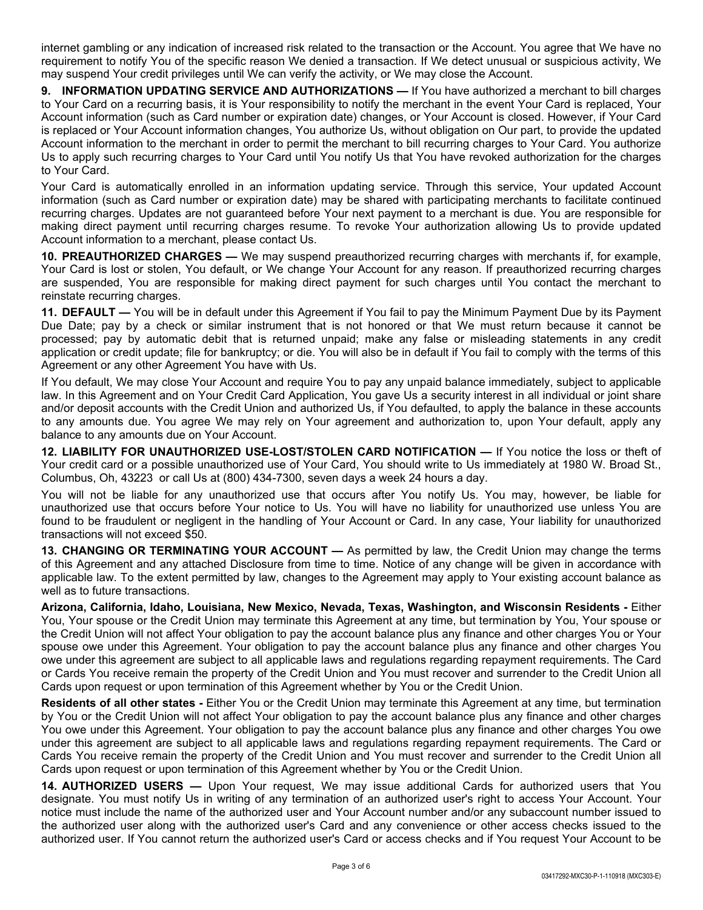internet gambling or any indication of increased risk related to the transaction or the Account. You agree that We have no requirement to notify You of the specific reason We denied a transaction. If We detect unusual or suspicious activity, We may suspend Your credit privileges until We can verify the activity, or We may close the Account.

**9. INFORMATION UPDATING SERVICE AND AUTHORIZATIONS —** If You have authorized a merchant to bill charges to Your Card on a recurring basis, it is Your responsibility to notify the merchant in the event Your Card is replaced, Your Account information (such as Card number or expiration date) changes, or Your Account is closed. However, if Your Card is replaced or Your Account information changes, You authorize Us, without obligation on Our part, to provide the updated Account information to the merchant in order to permit the merchant to bill recurring charges to Your Card. You authorize Us to apply such recurring charges to Your Card until You notify Us that You have revoked authorization for the charges to Your Card.

Your Card is automatically enrolled in an information updating service. Through this service, Your updated Account information (such as Card number or expiration date) may be shared with participating merchants to facilitate continued recurring charges. Updates are not guaranteed before Your next payment to a merchant is due. You are responsible for making direct payment until recurring charges resume. To revoke Your authorization allowing Us to provide updated Account information to a merchant, please contact Us.

**10. PREAUTHORIZED CHARGES —** We may suspend preauthorized recurring charges with merchants if, for example, Your Card is lost or stolen, You default, or We change Your Account for any reason. If preauthorized recurring charges are suspended, You are responsible for making direct payment for such charges until You contact the merchant to reinstate recurring charges.

**11. DEFAULT —** You will be in default under this Agreement if You fail to pay the Minimum Payment Due by its Payment Due Date; pay by a check or similar instrument that is not honored or that We must return because it cannot be processed; pay by automatic debit that is returned unpaid; make any false or misleading statements in any credit application or credit update; file for bankruptcy; or die. You will also be in default if You fail to comply with the terms of this Agreement or any other Agreement You have with Us.

If You default, We may close Your Account and require You to pay any unpaid balance immediately, subject to applicable law. In this Agreement and on Your Credit Card Application, You gave Us a security interest in all individual or joint share and/or deposit accounts with the Credit Union and authorized Us, if You defaulted, to apply the balance in these accounts to any amounts due. You agree We may rely on Your agreement and authorization to, upon Your default, apply any balance to any amounts due on Your Account.

**12. LIABILITY FOR UNAUTHORIZED USE-LOST/STOLEN CARD NOTIFICATION —** If You notice the loss or theft of Your credit card or a possible unauthorized use of Your Card, You should write to Us immediately at 1980 W. Broad St., Columbus, Oh, 43223 or call Us at (800) 434-7300, seven days a week 24 hours a day.

You will not be liable for any unauthorized use that occurs after You notify Us. You may, however, be liable for unauthorized use that occurs before Your notice to Us. You will have no liability for unauthorized use unless You are found to be fraudulent or negligent in the handling of Your Account or Card. In any case, Your liability for unauthorized transactions will not exceed $50.

**13. CHANGING OR TERMINATING YOUR ACCOUNT —** As permitted by law, the Credit Union may change the terms of this Agreement and any attached Disclosure from time to time. Notice of any change will be given in accordance with applicable law. To the extent permitted by law, changes to the Agreement may apply to Your existing account balance as well as to future transactions.

**Arizona, California, Idaho, Louisiana, New Mexico, Nevada, Texas, Washington, and Wisconsin Residents -** Either You, Your spouse or the Credit Union may terminate this Agreement at any time, but termination by You, Your spouse or the Credit Union will not affect Your obligation to pay the account balance plus any finance and other charges You or Your spouse owe under this Agreement. Your obligation to pay the account balance plus any finance and other charges You owe under this agreement are subject to all applicable laws and regulations regarding repayment requirements. The Card or Cards You receive remain the property of the Credit Union and You must recover and surrender to the Credit Union all Cards upon request or upon termination of this Agreement whether by You or the Credit Union.

**Residents of all other states -** Either You or the Credit Union may terminate this Agreement at any time, but termination by You or the Credit Union will not affect Your obligation to pay the account balance plus any finance and other charges You owe under this Agreement. Your obligation to pay the account balance plus any finance and other charges You owe under this agreement are subject to all applicable laws and regulations regarding repayment requirements. The Card or Cards You receive remain the property of the Credit Union and You must recover and surrender to the Credit Union all Cards upon request or upon termination of this Agreement whether by You or the Credit Union.

**14. AUTHORIZED USERS —** Upon Your request, We may issue additional Cards for authorized users that You designate. You must notify Us in writing of any termination of an authorized user's right to access Your Account. Your notice must include the name of the authorized user and Your Account number and/or any subaccount number issued to the authorized user along with the authorized user's Card and any convenience or other access checks issued to the authorized user. If You cannot return the authorized user's Card or access checks and if You request Your Account to be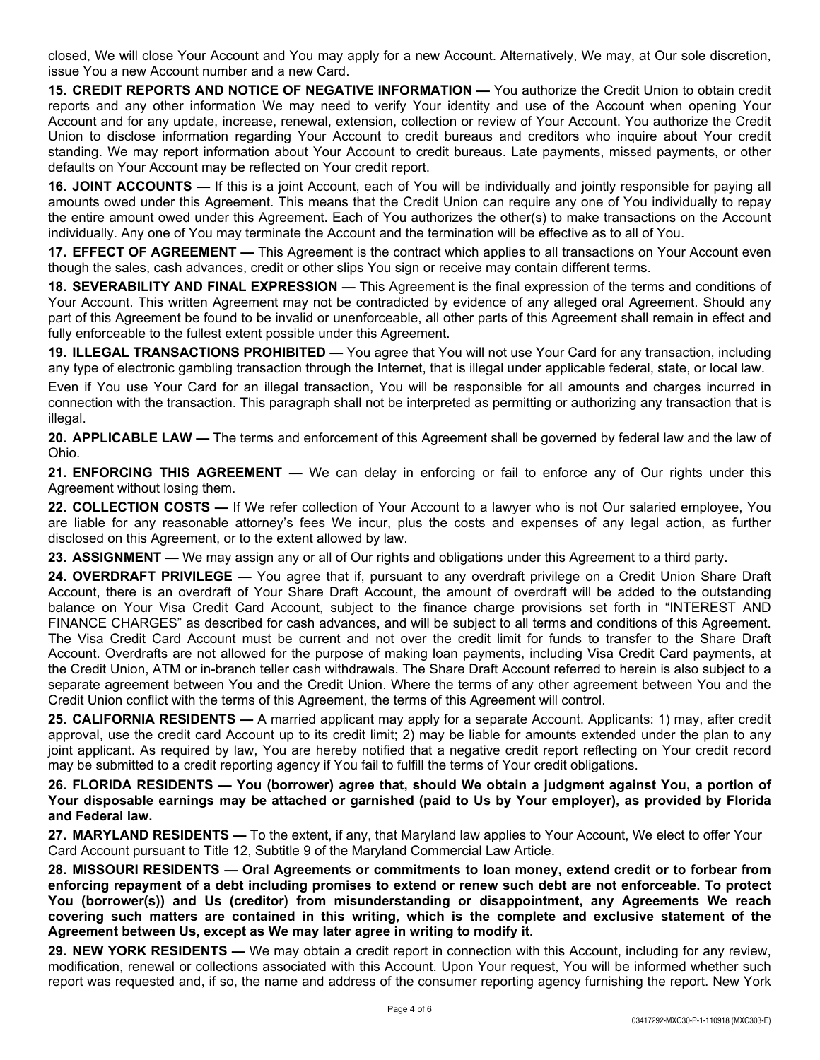closed, We will close Your Account and You may apply for a new Account. Alternatively, We may, at Our sole discretion, issue You a new Account number and a new Card.

**15. CREDIT REPORTS AND NOTICE OF NEGATIVE INFORMATION —** You authorize the Credit Union to obtain credit reports and any other information We may need to verify Your identity and use of the Account when opening Your Account and for any update, increase, renewal, extension, collection or review of Your Account. You authorize the Credit Union to disclose information regarding Your Account to credit bureaus and creditors who inquire about Your credit standing. We may report information about Your Account to credit bureaus. Late payments, missed payments, or other defaults on Your Account may be reflected on Your credit report.

**16. JOINT ACCOUNTS —** If this is a joint Account, each of You will be individually and jointly responsible for paying all amounts owed under this Agreement. This means that the Credit Union can require any one of You individually to repay the entire amount owed under this Agreement. Each of You authorizes the other(s) to make transactions on the Account individually. Any one of You may terminate the Account and the termination will be effective as to all of You.

**17. EFFECT OF AGREEMENT —** This Agreement is the contract which applies to all transactions on Your Account even though the sales, cash advances, credit or other slips You sign or receive may contain different terms.

**18. SEVERABILITY AND FINAL EXPRESSION —** This Agreement is the final expression of the terms and conditions of Your Account. This written Agreement may not be contradicted by evidence of any alleged oral Agreement. Should any part of this Agreement be found to be invalid or unenforceable, all other parts of this Agreement shall remain in effect and fully enforceable to the fullest extent possible under this Agreement.

**19. ILLEGAL TRANSACTIONS PROHIBITED —** You agree that You will not use Your Card for any transaction, including any type of electronic gambling transaction through the Internet, that is illegal under applicable federal, state, or local law.

Even if You use Your Card for an illegal transaction, You will be responsible for all amounts and charges incurred in connection with the transaction. This paragraph shall not be interpreted as permitting or authorizing any transaction that is illegal.

**20. APPLICABLE LAW —** The terms and enforcement of this Agreement shall be governed by federal law and the law of Ohio.

**21. ENFORCING THIS AGREEMENT —** We can delay in enforcing or fail to enforce any of Our rights under this Agreement without losing them.

**22. COLLECTION COSTS —** If We refer collection of Your Account to a lawyer who is not Our salaried employee, You are liable for any reasonable attorney's fees We incur, plus the costs and expenses of any legal action, as further disclosed on this Agreement, or to the extent allowed by law.

**23. ASSIGNMENT —** We may assign any or all of Our rights and obligations under this Agreement to a third party.

**24. OVERDRAFT PRIVILEGE —** You agree that if, pursuant to any overdraft privilege on a Credit Union Share Draft Account, there is an overdraft of Your Share Draft Account, the amount of overdraft will be added to the outstanding balance on Your Visa Credit Card Account, subject to the finance charge provisions set forth in "INTEREST AND FINANCE CHARGES" as described for cash advances, and will be subject to all terms and conditions of this Agreement. The Visa Credit Card Account must be current and not over the credit limit for funds to transfer to the Share Draft Account. Overdrafts are not allowed for the purpose of making loan payments, including Visa Credit Card payments, at the Credit Union, ATM or in-branch teller cash withdrawals. The Share Draft Account referred to herein is also subject to a separate agreement between You and the Credit Union. Where the terms of any other agreement between You and the Credit Union conflict with the terms of this Agreement, the terms of this Agreement will control.

**25. CALIFORNIA RESIDENTS —** A married applicant may apply for a separate Account. Applicants: 1) may, after credit approval, use the credit card Account up to its credit limit; 2) may be liable for amounts extended under the plan to any joint applicant. As required by law, You are hereby notified that a negative credit report reflecting on Your credit record may be submitted to a credit reporting agency if You fail to fulfill the terms of Your credit obligations.

**26. FLORIDA RESIDENTS — You (borrower) agree that, should We obtain a judgment against You, a portion of Your disposable earnings may be attached or garnished (paid to Us by Your employer), as provided by Florida and Federal law.**

**27. MARYLAND RESIDENTS —** To the extent, if any, that Maryland law applies to Your Account, We elect to offer Your Card Account pursuant to Title 12, Subtitle 9 of the Maryland Commercial Law Article.

**28. MISSOURI RESIDENTS — Oral Agreements or commitments to loan money, extend credit or to forbear from enforcing repayment of a debt including promises to extend or renew such debt are not enforceable. To protect You (borrower(s)) and Us (creditor) from misunderstanding or disappointment, any Agreements We reach covering such matters are contained in this writing, which is the complete and exclusive statement of the Agreement between Us, except as We may later agree in writing to modify it.**

**29. NEW YORK RESIDENTS —** We may obtain a credit report in connection with this Account, including for any review, modification, renewal or collections associated with this Account. Upon Your request, You will be informed whether such report was requested and, if so, the name and address of the consumer reporting agency furnishing the report. New York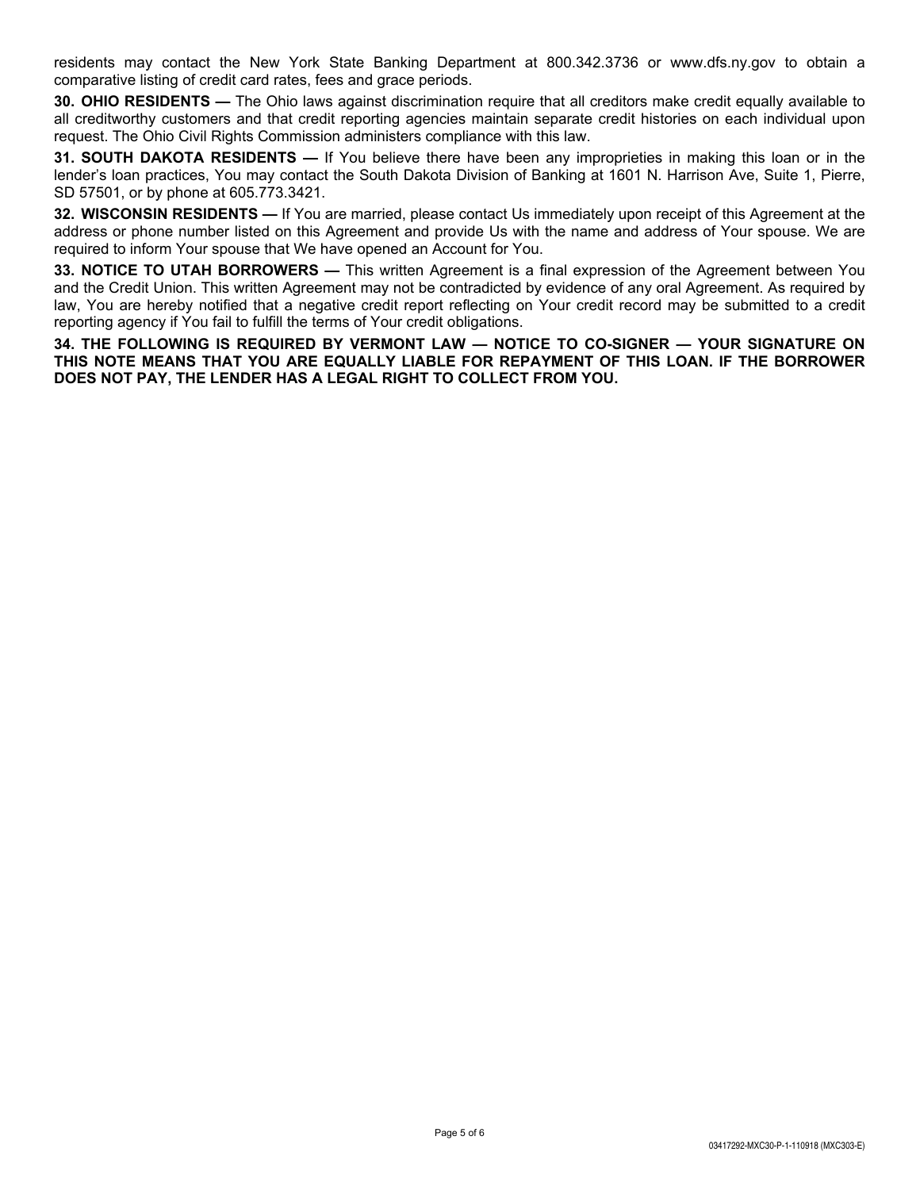residents may contact the New York State Banking Department at 800.342.3736 or www.dfs.ny.gov to obtain a comparative listing of credit card rates, fees and grace periods.

**30. OHIO RESIDENTS —** The Ohio laws against discrimination require that all creditors make credit equally available to all creditworthy customers and that credit reporting agencies maintain separate credit histories on each individual upon request. The Ohio Civil Rights Commission administers compliance with this law.

**31. SOUTH DAKOTA RESIDENTS —** If You believe there have been any improprieties in making this loan or in the lender's loan practices, You may contact the South Dakota Division of Banking at 1601 N. Harrison Ave, Suite 1, Pierre, SD 57501, or by phone at 605.773.3421.

**32. WISCONSIN RESIDENTS —** If You are married, please contact Us immediately upon receipt of this Agreement at the address or phone number listed on this Agreement and provide Us with the name and address of Your spouse. We are required to inform Your spouse that We have opened an Account for You.

**33. NOTICE TO UTAH BORROWERS —** This written Agreement is a final expression of the Agreement between You and the Credit Union. This written Agreement may not be contradicted by evidence of any oral Agreement. As required by law, You are hereby notified that a negative credit report reflecting on Your credit record may be submitted to a credit reporting agency if You fail to fulfill the terms of Your credit obligations.

**34. THE FOLLOWING IS REQUIRED BY VERMONT LAW — NOTICE TO CO-SIGNER — YOUR SIGNATURE ON THIS NOTE MEANS THAT YOU ARE EQUALLY LIABLE FOR REPAYMENT OF THIS LOAN. IF THE BORROWER DOES NOT PAY, THE LENDER HAS A LEGAL RIGHT TO COLLECT FROM YOU.**

03417292-MXC30-P-1-110918 (MXC303-E)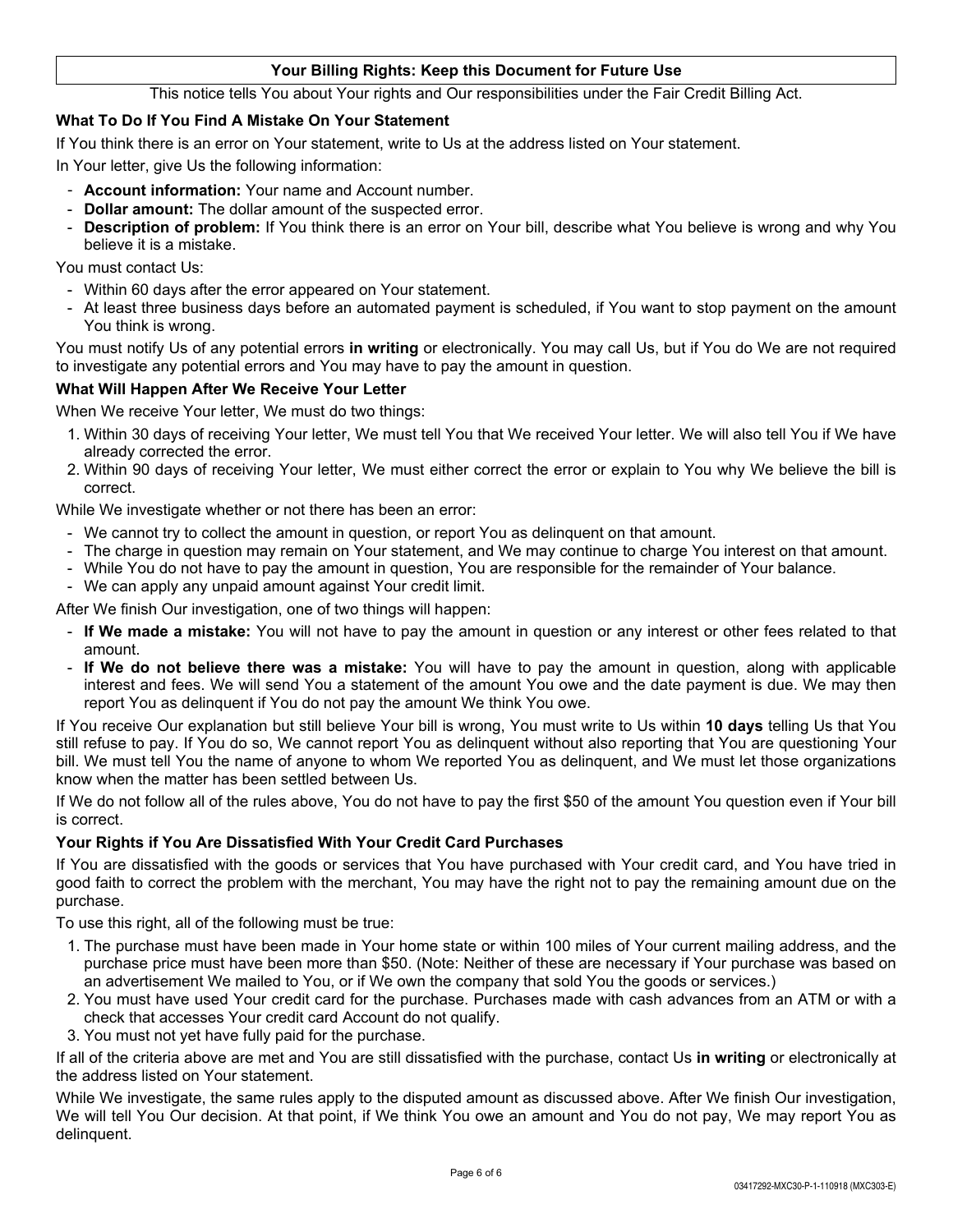## Your Billing Rights: Keep this Document for Future Use

This notice tells You about Your rights and Our responsibilities under the Fair Credit Billing Act.

### What To Do If You Find A Mistake On Your Statement

If You think there is an error on Your statement, write to Us at the address listed on Your statement.

In Your letter, give Us the following information:

- **Account information:** Your name and Account number.
- **Dollar amount:** The dollar amount of the suspected error.
- **Description of problem:** If You think there is an error on Your bill, describe what You believe is wrong and why You believe it is a mistake.

You must contact Us:

- Within 60 days after the error appeared on Your statement.
- At least three business days before an automated payment is scheduled, if You want to stop payment on the amount You think is wrong.

You must notify Us of any potential errors **in writing** or electronically. You may call Us, but if You do We are not required to investigate any potential errors and You may have to pay the amount in question.

### What Will Happen After We Receive Your Letter

When We receive Your letter, We must do two things:

1. Within 30 days of receiving Your letter, We must tell You that We received Your letter. We will also tell You if We have already corrected the error.
2. Within 90 days of receiving Your letter, We must either correct the error or explain to You why We believe the bill is correct.

While We investigate whether or not there has been an error:

- We cannot try to collect the amount in question, or report You as delinquent on that amount.
- The charge in question may remain on Your statement, and We may continue to charge You interest on that amount.
- While You do not have to pay the amount in question, You are responsible for the remainder of Your balance.
- We can apply any unpaid amount against Your credit limit.

After We finish Our investigation, one of two things will happen:

- **If We made a mistake:** You will not have to pay the amount in question or any interest or other fees related to that amount.
- **If We do not believe there was a mistake:** You will have to pay the amount in question, along with applicable interest and fees. We will send You a statement of the amount You owe and the date payment is due. We may then report You as delinquent if You do not pay the amount We think You owe.

If You receive Our explanation but still believe Your bill is wrong, You must write to Us within **10 days** telling Us that You still refuse to pay. If You do so, We cannot report You as delinquent without also reporting that You are questioning Your bill. We must tell You the name of anyone to whom We reported You as delinquent, and We must let those organizations know when the matter has been settled between Us.

If We do not follow all of the rules above, You do not have to pay the first $50 of the amount You question even if Your bill is correct.

### Your Rights if You Are Dissatisfied With Your Credit Card Purchases

If You are dissatisfied with the goods or services that You have purchased with Your credit card, and You have tried in good faith to correct the problem with the merchant, You may have the right not to pay the remaining amount due on the purchase.

To use this right, all of the following must be true:

1. The purchase must have been made in Your home state or within 100 miles of Your current mailing address, and the purchase price must have been more than $50. (Note: Neither of these are necessary if Your purchase was based on an advertisement We mailed to You, or if We own the company that sold You the goods or services.)
2. You must have used Your credit card for the purchase. Purchases made with cash advances from an ATM or with a check that accesses Your credit card Account do not qualify.
3. You must not yet have fully paid for the purchase.

If all of the criteria above are met and You are still dissatisfied with the purchase, contact Us **in writing** or electronically at the address listed on Your statement.

While We investigate, the same rules apply to the disputed amount as discussed above. After We finish Our investigation, We will tell You Our decision. At that point, if We think You owe an amount and You do not pay, We may report You as delinquent.

03417292-MXC30-P-1-110918 (MXC303-E)